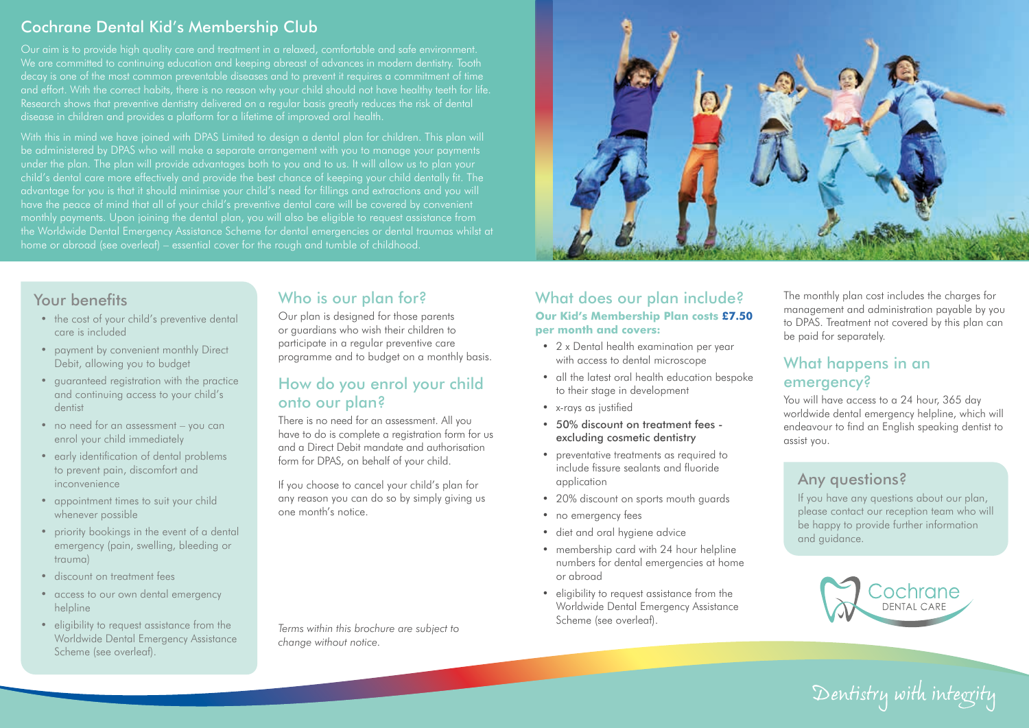# Cochrane Dental Kid's Membership Club

Our aim is to provide high quality care and treatment in a relaxed, comfortable and safe environment. We are committed to continuing education and keeping abreast of advances in modern dentistry. Tooth decay is one of the most common preventable diseases and to prevent it requires a commitment of time and effort. With the correct habits, there is no reason why your child should not have healthy teeth for life. Research shows that preventive dentistry delivered on a regular basis greatly reduces the risk of dental disease in children and provides a platform for a lifetime of improved oral health.

With this in mind we have joined with DPAS Limited to design a dental plan for children. This plan will be administered by DPAS who will make a separate arrangement with you to manage your payments under the plan. The plan will provide advantages both to you and to us. It will allow us to plan your child's dental care more effectively and provide the best chance of keeping your child dentally fit. The advantage for you is that it should minimise your child's need for fillings and extractions and you will have the peace of mind that all of your child's preventive dental care will be covered by convenient monthly payments. Upon joining the dental plan, you will also be eligible to request assistance from the Worldwide Dental Emergency Assistance Scheme for dental emergencies or dental traumas whilst at home or abroad (see overleaf) – essential cover for the rough and tumble of childhood.

## Your benefits

- the cost of your child's preventive dental care is included
- payment by convenient monthly Direct Debit, allowing you to budget
- guaranteed registration with the practice and continuing access to your child's dentist
- no need for an assessment – you can enrol your child immediately
- early identification of dental problems to prevent pain, discomfort and inconvenience
- appointment times to suit your child whenever possible
- priority bookings in the event of a dental emergency (pain, swelling, bleeding or trauma)
- discount on treatment fees
- access to our own dental emergency helpline
- eligibility to request assistance from the Worldwide Dental Emergency Assistance Scheme (see overleaf).

## Who is our plan for?

Our plan is designed for those parents or guardians who wish their children to participate in a regular preventive care programme and to budget on a monthly basis.

## How do you enrol your child onto our plan?

There is no need for an assessment. All you have to do is complete a registration form for us and a Direct Debit mandate and authorisation form for DPAS, on behalf of your child.

If you choose to cancel your child's plan for any reason you can do so by simply giving us one month's notice.

*Terms within this brochure are subject to change without notice.*

## What does our plan include?

**Our Kid's Membership Plan costs £7.50 per month and covers:**

- 2 x Dental health examination per year with access to dental microscope
- all the latest oral health education bespoke to their stage in development
- x-rays as justified
- **50% discount on treatment fees - excluding cosmetic dentistry**
- preventative treatments as required to include fissure sealants and fluoride application
- 20% discount on sports mouth guards
- no emergency fees
- diet and oral hygiene advice
- membership card with 24 hour helpline numbers for dental emergencies at home or abroad
- eligibility to request assistance from the Worldwide Dental Emergency Assistance Scheme (see overleaf).

The monthly plan cost includes the charges for management and administration payable by you to DPAS. Treatment not covered by this plan can be paid for separately.

## What happens in an emergency?

You will have access to a 24 hour, 365 day worldwide dental emergency helpline, which will endeavour to find an English speaking dentist to assist you.

## Any questions?

If you have any questions about our plan, please contact our reception team who will be happy to provide further information and guidance.

Cochrane DENTAL CARE

Dentistry with integrity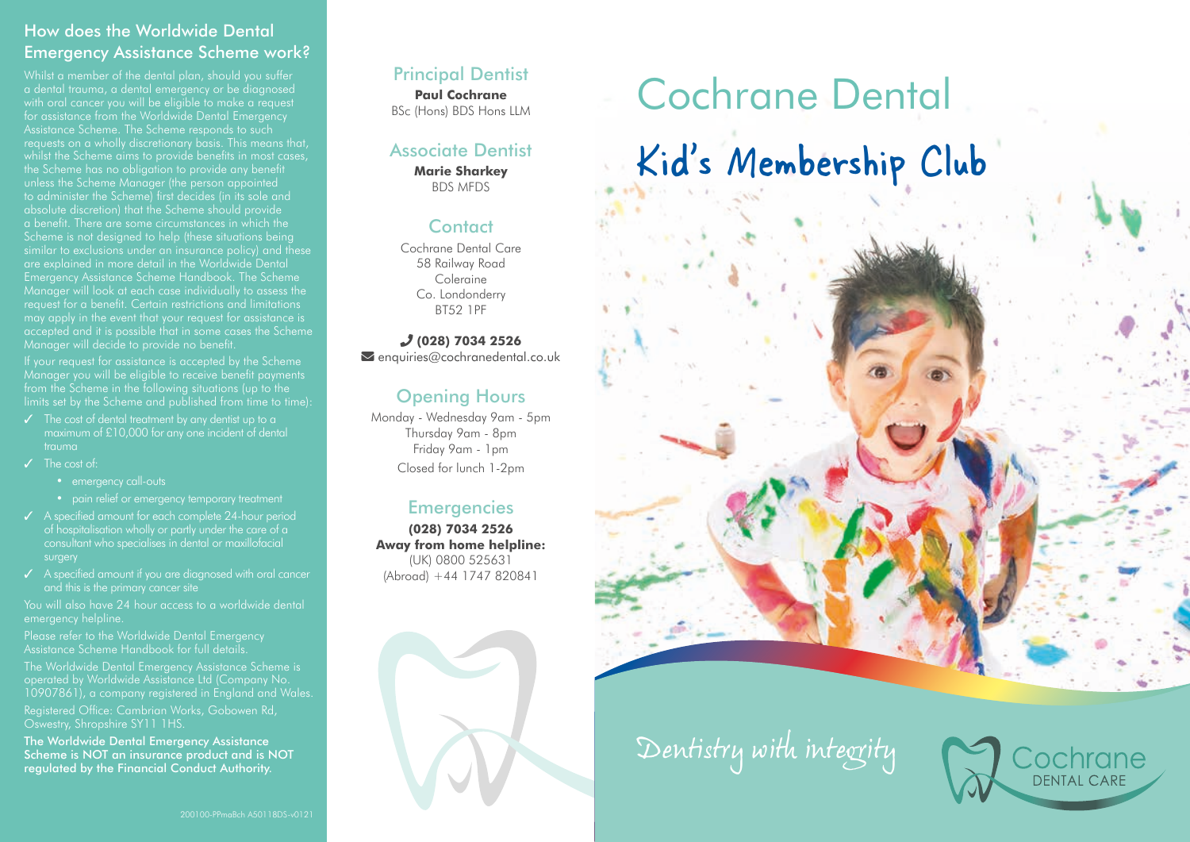## How does the Worldwide Dental Emergency Assistance Scheme work?

Whilst a member of the dental plan, should you suffer a dental trauma, a dental emergency or be diagnosed with oral cancer you will be eligible to make a request for assistance from the Worldwide Dental Emergency Assistance Scheme. The Scheme responds to such requests on a wholly discretionary basis. This means that, whilst the Scheme aims to provide benefits in most cases, the Scheme has no obligation to provide any benefit unless the Scheme Manager (the person appointed to administer the Scheme) first decides (in its sole and absolute discretion) that the Scheme should provide a benefit. There are some circumstances in which the Scheme is not designed to help (these situations being similar to exclusions under an insurance policy) and these are explained in more detail in the Worldwide Dental Emergency Assistance Scheme Handbook. The Scheme Manager will look at each case individually to assess the request for a benefit. Certain restrictions and limitations may apply in the event that your request for assistance is accepted and it is possible that in some cases the Scheme Manager will decide to provide no benefit.

If your request for assistance is accepted by the Scheme Manager you will be eligible to receive benefit payments from the Scheme in the following situations (up to the limits set by the Scheme and published from time to time):

- ✓ The cost of dental treatment by any dentist up to a maximum of £10,000 for any one incident of dental trauma
- ✓ The cost of:
  - emergency call-outs
  - pain relief or emergency temporary treatment
- ✓ A specified amount for each complete 24-hour period of hospitalisation wholly or partly under the care of a consultant who specialises in dental or maxillofacial surgery
- ✓ A specified amount if you are diagnosed with oral cancer and this is the primary cancer site

You will also have 24 hour access to a worldwide dental emergency helpline.

Please refer to the Worldwide Dental Emergency Assistance Scheme Handbook for full details.

The Worldwide Dental Emergency Assistance Scheme is operated by Worldwide Assistance Ltd (Company No. 10907861), a company registered in England and Wales.

Registered Office: Cambrian Works, Gobowen Rd, Oswestry, Shropshire SY11 1HS.

**The Worldwide Dental Emergency Assistance Scheme is NOT an insurance product and is NOT regulated by the Financial Conduct Authority.**

200100-PPmaBch A5011BDS-v0121

## Principal Dentist

**Paul Cochrane**
BSc (Hons) BDS Hons LLM

## Associate Dentist

**Marie Sharkey**
BDS MFDS

## Contact

Cochrane Dental Care
58 Railway Road
Coleraine
Co. Londonderry
BT52 1PF

**(028) 7034 2526**
enquiries@cochranedental.co.uk

## Opening Hours

Monday - Wednesday 9am - 5pm
Thursday 9am - 8pm
Friday 9am - 1pm
Closed for lunch 1-2pm

## Emergencies

**(028) 7034 2526**
**Away from home helpline:**
(UK) 0800 525631
(Abroad) +44 1747 820841

# Cochrane Dental

# Kid's Membership Club

Dentistry with integrity

Cochrane DENTAL CARE